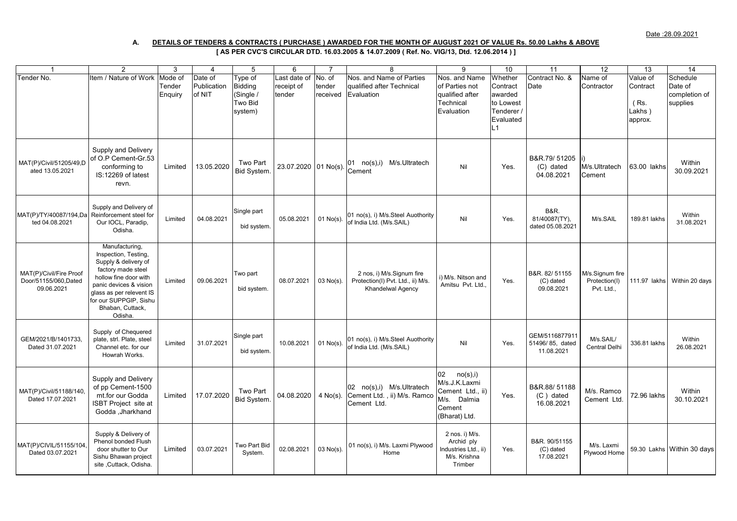Date :28.09.2021

**A. DETAILS OF TENDERS & CONTRACTS ( PURCHASE ) AWARDED FOR THE MONTH OF AUGUST 2021 OF VALUE Rs. 50.00 Lakhs & ABOVE**

**[ AS PER CVC'S CIRCULAR DTD. 16.03.2005 & 14.07.2009 ( Ref. No. VIG/13, Dtd. 12.06.2014 ) ]**

| 1 | 2 | 3 | 4 | 5 | 6 | 7 | 8 | 9 | 10 | 11 | 12 | 13 | 14 |
|---|---|---|---|---|---|---|---|---|---|---|---|---|---|
| Tender No. | Item / Nature of Work | Mode of Tender Enquiry | Date of Publication of NIT | Type of Bidding (Single / Two Bid system) | Last date of receipt of tender | No. of tender received | Nos. and Name of Parties qualified after Technical Evaluation | Nos. and Name of Parties not qualified after Technical Evaluation | Whether Contract awarded to Lowest Tenderer / Evaluated L1 | Contract No. & Date | Name of Contractor | Value of Contract ( Rs. Lakhs ) approx. | Schedule Date of completion of supplies |
| MAT(P)/Civil/51205/49,Dated 13.05.2021 | Supply and Delivery of O.P Cement-Gr.53 conforming to IS:12269 of latest revn. | Limited | 13.05.2020 | Two Part Bid System. | 23.07.2020 | 01 No(s). | 01 no(s),i) M/s.Ultratech Cement | Nil | Yes. | B&R.79/ 51205 (C) dated 04.08.2021 | i) M/s.Ultratech Cement | 63.00 lakhs | Within 30.09.2021 |
| MAT(P)/TY/40087/194,Dated 04.08.2021 | Supply and Delivery of Reinforcement steel for Our IOCL, Paradip, Odisha. | Limited | 04.08.2021 | Single part bid system. | 05.08.2021 | 01 No(s). | 01 no(s), i) M/s.Steel Auothority of India Ltd. (M/s.SAIL) | Nil | Yes. | B&R. 81/40087(TY), dated 05.08.2021 | M/s.SAIL | 189.81 lakhs | Within 31.08.2021 |
| MAT(P)/Civil/Fire Proof Door/51155/060,Dated 09.06.2021 | Manufacturing, Inspection, Testing, Supply & delivery of factory made steel hollow fine door with panic devices & vision glass as per relevent IS for our SUPPGIP, Sishu Bhaban, Cuttack, Odisha. | Limited | 09.06.2021 | Two part bid system. | 08.07.2021 | 03 No(s). | 2 nos, i) M/s.Signum fire Protection(I) Pvt. Ltd., ii) M/s. Khandelwal Agency | i) M/s. Nitson and Amitsu Pvt. Ltd., | Yes. | B&R. 82/ 51155 (C) dated 09.08.2021 | M/s.Signum fire Protection(I) Pvt. Ltd., | 111.97 lakhs | Within 20 days |
| GEM/2021/B/1401733, Dated 31.07.2021 | Supply of Chequered plate, strl. Plate, steel Channel etc. for our Howrah Works. | Limited | 31.07.2021 | Single part bid system. | 10.08.2021 | 01 No(s). | 01 no(s), i) M/s.Steel Auothority of India Ltd. (M/s.SAIL) | Nil | Yes. | GEM/5116877911 51496/ 85, dated 11.08.2021 | M/s.SAIL/ Central Delhi | 336.81 lakhs | Within 26.08.2021 |
| MAT(P)/Civil/51188/140, Dated 17.07.2021 | Supply and Delivery of pp Cement-1500 mt.for our Godda ISBT Project site at Godda ,Jharkhand | Limited | 17.07.2020 | Two Part Bid System. | 04.08.2020 | 4 No(s). | 02 no(s),i) M/s.Ultratech Cement Ltd. , ii) M/s. Ramco Cement Ltd. | 02 no(s),i) M/s.J.K.Laxmi Cement Ltd., ii) M/s. Dalmia Cement (Bharat) Ltd. | Yes. | B&R.88/ 51188 (C ) dated 16.08.2021 | M/s. Ramco Cement Ltd. | 72.96 lakhs | Within 30.10.2021 |
| MAT(P)/CIVIL/51155/104, Dated 03.07.2021 | Supply & Delivery of Phenol bonded Flush door shutter to Our Sishu Bhawan project site ,Cuttack, Odisha. | Limited | 03.07.2021 | Two Part Bid System. | 02.08.2021 | 03 No(s). | 01 no(s), i) M/s. Laxmi Plywood Home | 2 nos. i) M/s. Archid ply Industries Ltd., ii) M/s. Krishna Trimber | Yes. | B&R. 90/51155 (C) dated 17.08.2021 | M/s. Laxmi Plywood Home | 59.30 Lakhs | Within 30 days |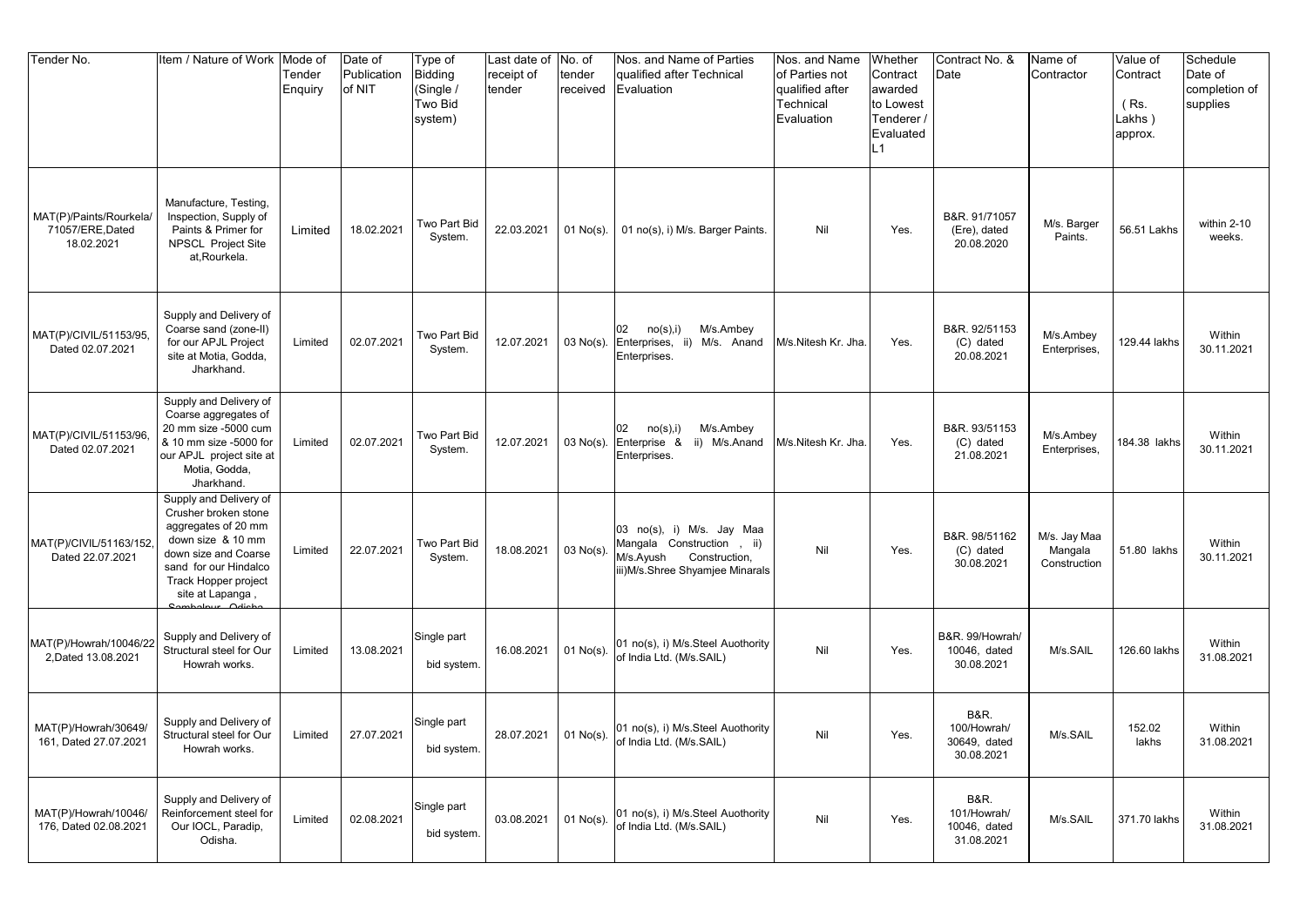| Tender No. | Item / Nature of Work | Mode of Tender Enquiry | Date of Publication of NIT | Type of Bidding (Single / Two Bid system) | Last date of receipt of tender | No. of tender received | Nos. and Name of Parties qualified after Technical Evaluation | Nos. and Name of Parties not qualified after Technical Evaluation | Whether Contract awarded to Lowest Tenderer / Evaluated L1 | Contract No. & Date | Name of Contractor | Value of Contract (Rs. Lakhs ) approx. | Schedule Date of completion of supplies |
|---|---|---|---|---|---|---|---|---|---|---|---|---|---|
| MAT(P)/Paints/Rourkela/71057/ERE,Dated 18.02.2021 | Manufacture, Testing, Inspection, Supply of Paints & Primer for NPSCL Project Site at,Rourkela. | Limited | 18.02.2021 | Two Part Bid System. | 22.03.2021 | 01 No(s). | 01 no(s), i) M/s. Barger Paints. | Nil | Yes. | B&R. 91/71057 (Ere), dated 20.08.2020 | M/s. Barger Paints. | 56.51 Lakhs | within 2-10 weeks. |
| MAT(P)/CIVIL/51153/95, Dated 02.07.2021 | Supply and Delivery of Coarse sand (zone-II) for our APJL Project site at Motia, Godda, Jharkhand. | Limited | 02.07.2021 | Two Part Bid System. | 12.07.2021 | 03 No(s). | 02 no(s),i) M/s.Ambey Enterprises, ii) M/s. Anand Enterprises. | M/s.Nitesh Kr. Jha. | Yes. | B&R. 92/51153 (C) dated 20.08.2021 | M/s.Ambey Enterprises, | 129.44 lakhs | Within 30.11.2021 |
| MAT(P)/CIVIL/51153/96, Dated 02.07.2021 | Supply and Delivery of Coarse aggregates of 20 mm size -5000 cum & 10 mm size -5000 for our APJL project site at Motia, Godda, Jharkhand. | Limited | 02.07.2021 | Two Part Bid System. | 12.07.2021 | 03 No(s). | 02 no(s),i) M/s.Ambey Enterprise & ii) M/s.Anand Enterprises. | M/s.Nitesh Kr. Jha. | Yes. | B&R. 93/51153 (C) dated 21.08.2021 | M/s.Ambey Enterprises, | 184.38 lakhs | Within 30.11.2021 |
| MAT(P)/CIVIL/51163/152, Dated 22.07.2021 | Supply and Delivery of Crusher broken stone aggregates of 20 mm down size & 10 mm down size and Coarse sand for our Hindalco Track Hopper project site at Lapanga , Sambalpur, Odisha. | Limited | 22.07.2021 | Two Part Bid System. | 18.08.2021 | 03 No(s). | 03 no(s), i) M/s. Jay Maa Mangala Construction , ii) M/s.Ayush Construction, iii)M/s.Shree Shyamjee Minarals | Nil | Yes. | B&R. 98/51162 (C) dated 30.08.2021 | M/s. Jay Maa Mangala Construction | 51.80 lakhs | Within 30.11.2021 |
| MAT(P)/Howrah/10046/222,Dated 13.08.2021 | Supply and Delivery of Structural steel for Our Howrah works. | Limited | 13.08.2021 | Single part bid system. | 16.08.2021 | 01 No(s). | 01 no(s), i) M/s.Steel Auothority of India Ltd. (M/s.SAIL) | Nil | Yes. | B&R. 99/Howrah/10046, dated 30.08.2021 | M/s.SAIL | 126.60 lakhs | Within 31.08.2021 |
| MAT(P)/Howrah/30649/161, Dated 27.07.2021 | Supply and Delivery of Structural steel for Our Howrah works. | Limited | 27.07.2021 | Single part bid system. | 28.07.2021 | 01 No(s). | 01 no(s), i) M/s.Steel Auothority of India Ltd. (M/s.SAIL) | Nil | Yes. | B&R. 100/Howrah/30649, dated 30.08.2021 | M/s.SAIL | 152.02 lakhs | Within 31.08.2021 |
| MAT(P)/Howrah/10046/176, Dated 02.08.2021 | Supply and Delivery of Reinforcement steel for Our IOCL, Paradip, Odisha. | Limited | 02.08.2021 | Single part bid system. | 03.08.2021 | 01 No(s). | 01 no(s), i) M/s.Steel Auothority of India Ltd. (M/s.SAIL) | Nil | Yes. | B&R. 101/Howrah/10046, dated 31.08.2021 | M/s.SAIL | 371.70 lakhs | Within 31.08.2021 |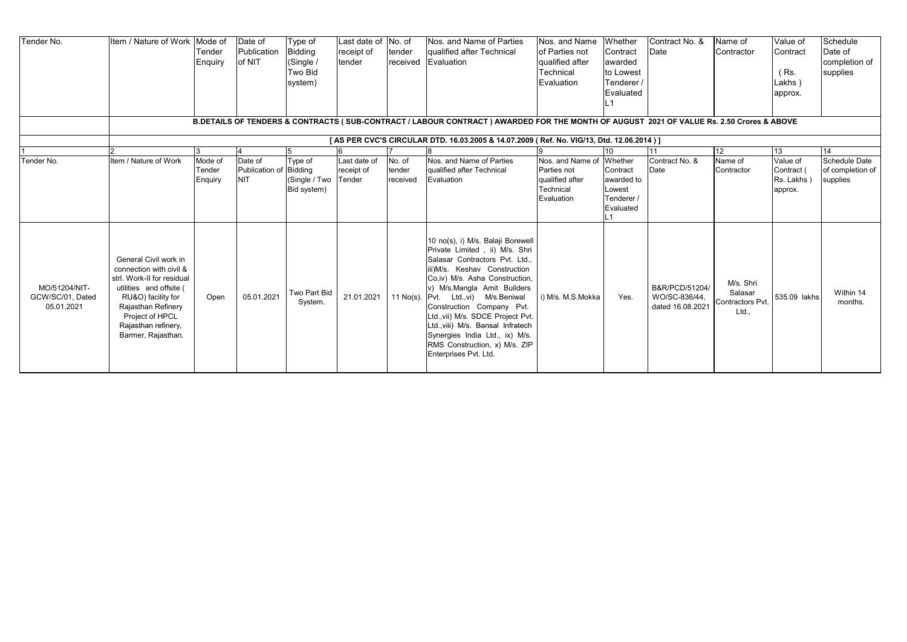| Tender No. | Item / Nature of Work | Mode of Tender Enquiry | Date of Publication of NIT | Type of Bidding (Single / Two Bid system) | Last date of receipt of tender | No. of tender received | Nos. and Name of Parties qualified after Technical Evaluation | Nos. and Name of Parties not qualified after Technical Evaluation | Whether Contract awarded to Lowest Tenderer / Evaluated L1 | Contract No. & Date | Name of Contractor | Value of Contract (Rs. Lakhs) approx. | Schedule Date of completion of supplies |
|---|---|---|---|---|---|---|---|---|---|---|---|---|---|
| **B.DETAILS OF TENDERS & CONTRACTS ( SUB-CONTRACT / LABOUR CONTRACT ) AWARDED FOR THE MONTH OF AUGUST 2021 OF VALUE Rs. 2.50 Crores & ABOVE** | | | | | | | | | | | | | |
| **[ AS PER CVC'S CIRCULAR DTD. 16.03.2005 & 14.07.2009 ( Ref. No. VIG/13, Dtd. 12.06.2014 ) ]** | | | | | | | | | | | | | |
| 1 | 2 | 3 | 4 | 5 | 6 | 7 | 8 | 9 | 10 | 11 | 12 | 13 | 14 |
| Tender No. | Item / Nature of Work | Mode of Tender Enquiry | Date of Publication of NIT | Type of Bidding (Single / Two Bid system) | Last date of receipt of Tender | No. of tender received | Nos. and Name of Parties qualified after Technical Evaluation | Nos. and Name of Parties not qualified after Technical Evaluation | Whether Contract awarded to Lowest Tenderer / Evaluated L1 | Contract No. & Date | Name of Contractor | Value of Contract ( Rs. Lakhs ) approx. | Schedule Date of completion of supplies |
| MO/51204/NIT-GCW/SC/01, Dated 05.01.2021 | General Civil work in connection with civil & strl. Work-II for residual utilities and offsite ( RU&O) facility for Rajasthan Refinery Project of HPCL Rajasthan refinery, Barmer, Rajasthan. | Open | 05.01.2021 | Two Part Bid System. | 21.01.2021 | 11 No(s). | 10 no(s), i) M/s. Balaji Borewell Private Limited , ii) M/s. Shri Salasar Contractors Pvt. Ltd., iii)M/s. Keshav Construction Co,iv) M/s. Asha Construction, v) M/s.Mangla Amit Builders Pvt. Ltd.,vi) M/s.Beniwal Construction Company Pvt. Ltd.,vii) M/s. SDCE Project Pvt. Ltd.,viii) M/s. Bansal Infratech Synergies India Ltd., ix) M/s. RMS Construction, x) M/s. ZIP Enterprises Pvt. Ltd. | i) M/s. M.S.Mokka | Yes. | B&R/PCD/51204/ WO/SC-836/44, dated 16.08.2021 | M/s. Shri Salasar Contractors Pvt. Ltd., | 535.09 lakhs | Within 14 months. |